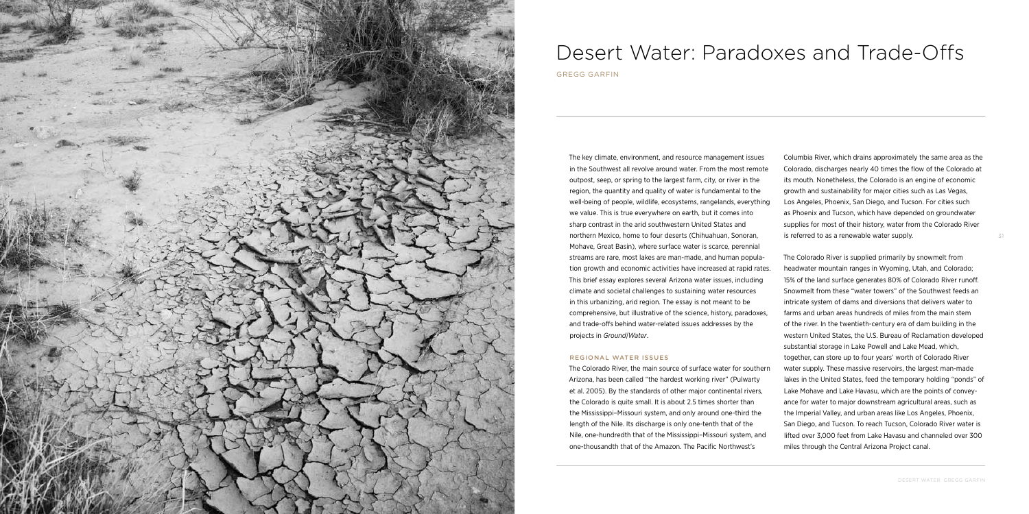# Desert Water: Paradoxes and Trade-Offs

GREGG GARFIN

The key climate, environment, and resource management issues in the Southwest all revolve around water. From the most remote outpost, seep, or spring to the largest farm, city, or river in the region, the quantity and quality of water is fundamental to the well-being of people, wildlife, ecosystems, rangelands, everything we value. This is true everywhere on earth, but it comes into sharp contrast in the arid southwestern United States and northern Mexico, home to four deserts (Chihuahuan, Sonoran, Mohave, Great Basin), where surface water is scarce, perennial streams are rare, most lakes are man-made, and human population growth and economic activities have increased at rapid rates. This brief essay explores several Arizona water issues, including climate and societal challenges to sustaining water resources in this urbanizing, arid region. The essay is not meant to be comprehensive, but illustrative of the science, history, paradoxes, and trade-offs behind water-related issues addresses by the projects in *Ground|Water*.

## REGIONAL WATER ISSUES

The Colorado River, the main source of surface water for southern Arizona, has been called "the hardest working river" (Pulwarty et al. 2005). By the standards of other major continental rivers, the Colorado is quite small. It is about 2.5 times shorter than the Mississippi–Missouri system, and only around one-third the length of the Nile. Its discharge is only one-tenth that of the Nile, one-hundredth that of the Mississippi–Missouri system, and one-thousandth that of the Amazon. The Pacific Northwest's Columbia River, which drains approximately the same area as the Colorado, discharges nearly 40 times the flow of the Colorado at its mouth. Nonetheless, the Colorado is an engine of economic growth and sustainability for major cities such as Las Vegas, Los Angeles, Phoenix, San Diego, and Tucson. For cities such as Phoenix and Tucson, which have depended on groundwater supplies for most of their history, water from the Colorado River is referred to as a renewable water supply.

The Colorado River is supplied primarily by snowmelt from headwater mountain ranges in Wyoming, Utah, and Colorado; 15% of the land surface generates 80% of Colorado River runoff. Snowmelt from these "water towers" of the Southwest feeds an intricate system of dams and diversions that delivers water to farms and urban areas hundreds of miles from the main stem of the river. In the twentieth-century era of dam building in the western United States, the U.S. Bureau of Reclamation developed substantial storage in Lake Powell and Lake Mead, which, together, can store up to four years' worth of Colorado River water supply. These massive reservoirs, the largest man-made lakes in the United States, feed the temporary holding "ponds" of Lake Mohave and Lake Havasu, which are the points of conveyance for water to major downstream agricultural areas, such as the Imperial Valley, and urban areas like Los Angeles, Phoenix, San Diego, and Tucson. To reach Tucson, Colorado River water is lifted over 3,000 feet from Lake Havasu and channeled over 300 miles through the Central Arizona Project canal.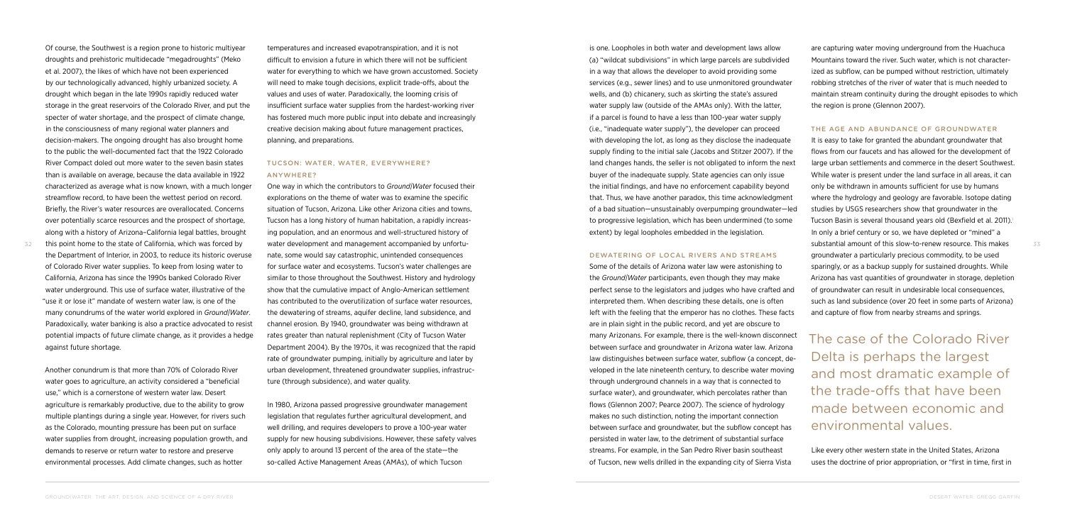Of course, the Southwest is a region prone to historic multiyear droughts and prehistoric multidecade "megadroughts" (Meko et al. 2007), the likes of which have not been experienced by our technologically advanced, highly urbanized society. A drought which began in the late 1990s rapidly reduced water storage in the great reservoirs of the Colorado River, and put the specter of water shortage, and the prospect of climate change, in the consciousness of many regional water planners and decision-makers. The ongoing drought has also brought home to the public the well-documented fact that the 1922 Colorado River Compact doled out more water to the seven basin states than is available on average, because the data available in 1922 characterized as average what is now known, with a much longer streamflow record, to have been the wettest period on record. Briefly, the River's water resources are overallocated. Concerns over potentially scarce resources and the prospect of shortage, along with a history of Arizona–California legal battles, brought this point home to the state of California, which was forced by the Department of Interior, in 2003, to reduce its historic overuse of Colorado River water supplies. To keep from losing water to California, Arizona has since the 1990s banked Colorado River water underground. This use of surface water, illustrative of the "use it or lose it" mandate of western water law, is one of the many conundrums of the water world explored in *Ground|Water*. Paradoxically, water banking is also a practice advocated to resist potential impacts of future climate change, as it provides a hedge against future shortage.

Another conundrum is that more than 70% of Colorado River water goes to agriculture, an activity considered a "beneficial use," which is a cornerstone of western water law. Desert agriculture is remarkably productive, due to the ability to grow multiple plantings during a single year. However, for rivers such as the Colorado, mounting pressure has been put on surface water supplies from drought, increasing population growth, and demands to reserve or return water to restore and preserve environmental processes. Add climate changes, such as hotter temperatures and increased evapotranspiration, and it is not difficult to envision a future in which there will not be sufficient water for everything to which we have grown accustomed. Society will need to make tough decisions, explicit trade-offs, about the values and uses of water. Paradoxically, the looming crisis of insufficient surface water supplies from the hardest-working river has fostered much more public input into debate and increasingly creative decision making about future management practices, planning, and preparations.

## TUCSON: WATER, WATER, EVERYWHERE? ANYWHERE?

One way in which the contributors to *Ground|Water* focused their explorations on the theme of water was to examine the specific situation of Tucson, Arizona. Like other Arizona cities and towns, Tucson has a long history of human habitation, a rapidly increasing population, and an enormous and well-structured history of water development and management accompanied by unfortunate, some would say catastrophic, unintended consequences for surface water and ecosystems. Tucson's water challenges are similar to those throughout the Southwest. History and hydrology show that the cumulative impact of Anglo-American settlement has contributed to the overutilization of surface water resources, the dewatering of streams, aquifer decline, land subsidence, and channel erosion. By 1940, groundwater was being withdrawn at rates greater than natural replenishment (City of Tucson Water Department 2004). By the 1970s, it was recognized that the rapid rate of groundwater pumping, initially by agriculture and later by urban development, threatened groundwater supplies, infrastructure (through subsidence), and water quality.

In 1980, Arizona passed progressive groundwater management legislation that regulates further agricultural development, and well drilling, and requires developers to prove a 100-year water supply for new housing subdivisions. However, these safety valves only apply to around 13 percent of the area of the state—the so-called Active Management Areas (AMAs), of which Tucson is one. Loopholes in both water and development laws allow (a) "wildcat subdivisions" in which large parcels are subdivided in a way that allows the developer to avoid providing some services (e.g., sewer lines) and to use unmonitored groundwater wells, and (b) chicanery, such as skirting the state's assured water supply law (outside of the AMAs only). With the latter, if a parcel is found to have a less than 100-year water supply (i.e., "inadequate water supply"), the developer can proceed with developing the lot, as long as they disclose the inadequate supply finding to the initial sale (Jacobs and Stitzer 2007). If the land changes hands, the seller is not obligated to inform the next buyer of the inadequate supply. State agencies can only issue the initial findings, and have no enforcement capability beyond that. Thus, we have another paradox, this time acknowledgment of a bad situation—unsustainably overpumping groundwater—led to progressive legislation, which has been undermined (to some extent) by legal loopholes embedded in the legislation.

## DEWATERING OF LOCAL RIVERS AND STREAMS

Some of the details of Arizona water law were astonishing to the *Ground|Water* participants, even though they may make perfect sense to the legislators and judges who have crafted and interpreted them. When describing these details, one is often left with the feeling that the emperor has no clothes. These facts are in plain sight in the public record, and yet are obscure to many Arizonans. For example, there is the well-known disconnect between surface and groundwater in Arizona water law. Arizona law distinguishes between surface water, subflow (a concept, developed in the late nineteenth century, to describe water moving through underground channels in a way that is connected to surface water), and groundwater, which percolates rather than flows (Glennon 2007; Pearce 2007). The science of hydrology makes no such distinction, noting the important connection between surface and groundwater, but the subflow concept has persisted in water law, to the detriment of substantial surface streams. For example, in the San Pedro River basin southeast of Tucson, new wells drilled in the expanding city of Sierra Vista are capturing water moving underground from the Huachuca Mountains toward the river. Such water, which is not characterized as subflow, can be pumped without restriction, ultimately robbing stretches of the river of water that is much needed to maintain stream continuity during the drought episodes to which the region is prone (Glennon 2007).

## THE AGE AND ABUNDANCE OF GROUNDWATER

It is easy to take for granted the abundant groundwater that flows from our faucets and has allowed for the development of large urban settlements and commerce in the desert Southwest. While water is present under the land surface in all areas, it can only be withdrawn in amounts sufficient for use by humans where the hydrology and geology are favorable. Isotope dating studies by USGS researchers show that groundwater in the Tucson Basin is several thousand years old (Bexfield et al. 2011). In only a brief century or so, we have depleted or "mined" a substantial amount of this slow-to-renew resource. This makes groundwater a particularly precious commodity, to be used sparingly, or as a backup supply for sustained droughts. While Arizona has vast quantities of groundwater in storage, depletion of groundwater can result in undesirable local consequences, such as land subsidence (over 20 feet in some parts of Arizona) and capture of flow from nearby streams and springs.

> The case of the Colorado River Delta is perhaps the largest and most dramatic example of the trade-offs that have been made between economic and environmental values.

Like every other western state in the United States, Arizona uses the doctrine of prior appropriation, or "first in time, first in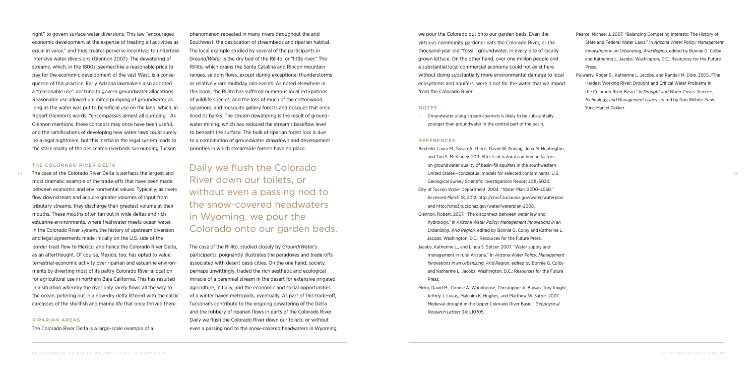right" to govern surface water diversions. This law "encourages economic development at the expense of treating all activities as equal in value," and thus creates perverse incentives to undertake intensive water diversions (Glennon 2007). The dewatering of streams, which, in the 1800s, seemed like a reasonable price to pay for the economic development of the vast West, is a consequence of this practice. Early Arizona lawmakers also adopted a "reasonable use" doctrine to govern groundwater allocations. Reasonable use allowed unlimited pumping of groundwater as long as the water was put to beneficial use on the land, which, in Robert Glennon's words, "encompasses almost all pumping." As Glennon mentions, these concepts may once have been useful, and the ramifications of developing new water laws could surely be a legal nightmare, but this inertia in the legal system leads to the stark reality of the desiccated riverbeds surrounding Tucson.

### THE COLORADO RIVER DELTA

The case of the Colorado River Delta is perhaps the largest and most dramatic example of the trade-offs that have been made between economic and environmental values. Typically, as rivers flow downstream and acquire greater volumes of input from tributary streams, they discharge their greatest volume at their mouths. These mouths often fan out in wide deltas and rich estuarine environments, where freshwater meets ocean water. In the Colorado River system, the history of upstream diversion and legal agreements made initially on the U.S. side of the border treat flow to Mexico, and hence the Colorado River Delta, as an afterthought. Of course, Mexico, too, has opted to value terrestrial economic activity over riparian and estuarine environments by diverting most of its paltry Colorado River allocation for agricultural use in northern Baja California. This has resulted in a situation whereby the river only rarely flows all the way to the ocean, petering out in a now-dry delta littered with the calcic carcasses of the shellfish and marine life that once thrived there.

### RIPARIAN AREAS

The Colorado River Delta is a large-scale example of a phenomenon repeated in many rivers throughout the arid Southwest: the desiccation of streambeds and riparian habitat. The local example studied by several of the participants in *Ground|Water* is the dry bed of the Rillito, or "little river." The Rillito, which drains the Santa Catalina and Rincon mountain ranges, seldom flows, except during exceptional thunderstorms or relatively rare multiday rain events. As noted elsewhere in this book, the Rillito has suffered numerous local extirpations of wildlife species, and the loss of much of the cottonwood, sycamore, and mesquite gallery forests and bosques that once lined its banks. The stream dewatering is the result of groundwater mining, which has reduced the stream's baseflow level to beneath the surface. The bulk of riparian forest loss is due to a combination of groundwater drawdown and development priorities in which streamside forests have no place.

> Daily we flush the Colorado River down our toilets, or without even a passing nod to the snow-covered headwaters in Wyoming, we pour the Colorado onto our garden beds.

The case of the Rillito, studied closely by *Ground|Water*'s participants, poignantly illustrates the paradoxes and trade-offs associated with desert oasis cities. On the one hand, society, perhaps unwittingly, traded the rich aesthetic and ecological miracle of a perennial stream in the desert for extensive irrigated agriculture, initially, and the economic and social opportunities of a winter haven metropolis, eventually. As part of this trade-off, Tucsonans contribute to the ongoing dewatering of the Delta and the robbery of riparian flows in parts of the Colorado River. Daily we flush the Colorado River down our toilets, or without even a passing nod to the snow-covered headwaters in Wyoming, we pour the Colorado out onto our garden beds. Even the virtuous community gardener eats the Colorado River, or the thousand-year old "fossil" groundwater, in every bite of locally grown lettuce. On the other hand, over one million people and a substantial local commercial economy could not exist here without doing substantially more environmental damage to local ecosystems and aquifers, were it not for the water that we import from the Colorado River.

### NOTES

1 Groundwater along stream channels is likely to be substantially younger than groundwater in the central part of the basin.

### REFERENCES

Bexfield, Laura M., Susan A. Thiros, David W. Anning, Jena M. Huntington, and Tim S. McKinney. 2011. Effects of natural and human factors on groundwater quality of basin-fill aquifers in the southwestern United States—conceptual models for selected contaminants. U.S. Geological Survey Scientific Investigations Report 2011–5020.

City of Tucson Water Department. 2004. "Water Plan: 2000–2050." Accessed March 18, 2012. http://cms3.tucsonaz.gov/water/waterplan and http://cms3.tucsonaz.gov/water/waterplan-2008.

Glennon, Robert. 2007. "The disconnect between water law and hydrology." In *Arizona Water Policy: Management Innovations in an Urbanizing, Arid Region,* edited by Bonnie G. Colby and Katherine L. Jacobs. Washington, D.C.: Resources for the Future Press.

Jacobs, Katherine L., and Linda S. Stitzer. 2007. "Water supply and management in rural Arizona." In *Arizona Water Policy: Management Innovations in an Urbanizing, Arid Region*, edited by Bonnie G. Colby and Katherine L. Jacobs. Washington, D.C.: Resources for the Future Press.

Meko, David M., Connie A. Woodhouse, Christopher A. Baisan, Troy Knight, Jeffrey J. Lukas, Malcolm K. Hughes, and Matthew W. Salzer. 2007. "Medieval drought in the Upper Colorado River Basin." *Geophysical Research Letters* 34: L10705.

Pearce, Michael J. 2007. "Balancing Competing Interests: The History of State and Federal Water Laws." In *Arizona Water Policy: Management Innovations in an Urbanizing, Arid Region*, edited by Bonnie G. Colby and Katherine L. Jacobs. Washington, D.C.: Resources for the Future Press.

Pulwarty, Roger S., Katherine L. Jacobs, and Randall M. Dole. 2005. "The Hardest Working River: Drought and Critical Water Problems in the Colorado River Basin." *In Drought and Water Crises: Science, Technology, and Management Issues,* edited by Don Wilhite. New York: Marcel Dekker.